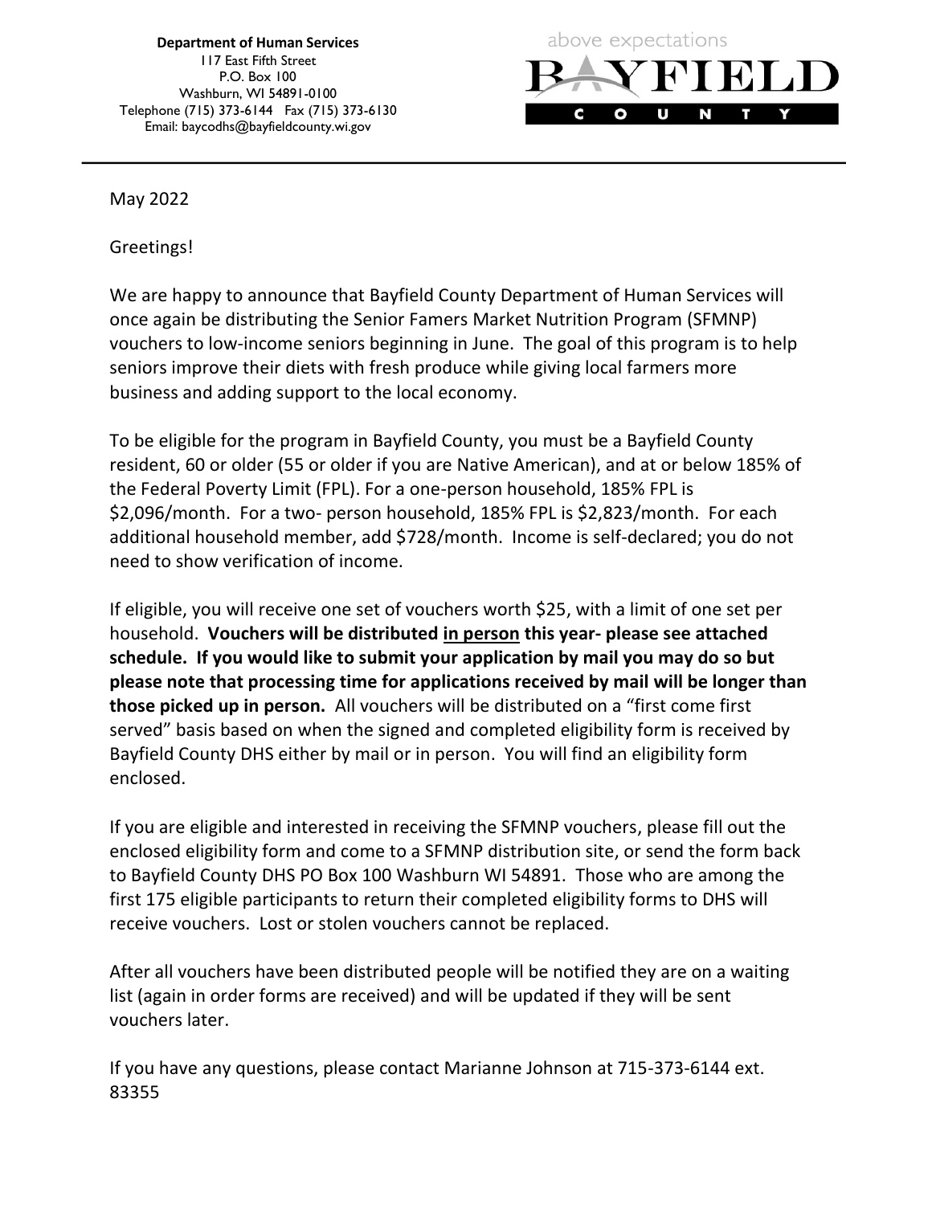**Department of Human Services**
117 East Fifth Street
P.O. Box 100
Washburn, WI 54891-0100
Telephone (715) 373-6144 Fax (715) 373-6130
Email: baycodhs@bayfieldcounty.wi.gov

above expectations
BAYFIELD
COUNTY

---

May 2022

Greetings!

We are happy to announce that Bayfield County Department of Human Services will once again be distributing the Senior Famers Market Nutrition Program (SFMNP) vouchers to low-income seniors beginning in June. The goal of this program is to help seniors improve their diets with fresh produce while giving local farmers more business and adding support to the local economy.

To be eligible for the program in Bayfield County, you must be a Bayfield County resident, 60 or older (55 or older if you are Native American), and at or below 185% of the Federal Poverty Limit (FPL). For a one-person household, 185% FPL is \$2,096/month. For a two- person household, 185% FPL is \$2,823/month. For each additional household member, add \$728/month. Income is self-declared; you do not need to show verification of income.

If eligible, you will receive one set of vouchers worth \$25, with a limit of one set per household. **Vouchers will be distributed <u>in person</u> this year- please see attached schedule. If you would like to submit your application by mail you may do so but please note that processing time for applications received by mail will be longer than those picked up in person.** All vouchers will be distributed on a "first come first served" basis based on when the signed and completed eligibility form is received by Bayfield County DHS either by mail or in person. You will find an eligibility form enclosed.

If you are eligible and interested in receiving the SFMNP vouchers, please fill out the enclosed eligibility form and come to a SFMNP distribution site, or send the form back to Bayfield County DHS PO Box 100 Washburn WI 54891. Those who are among the first 175 eligible participants to return their completed eligibility forms to DHS will receive vouchers. Lost or stolen vouchers cannot be replaced.

After all vouchers have been distributed people will be notified they are on a waiting list (again in order forms are received) and will be updated if they will be sent vouchers later.

If you have any questions, please contact Marianne Johnson at 715-373-6144 ext. 83355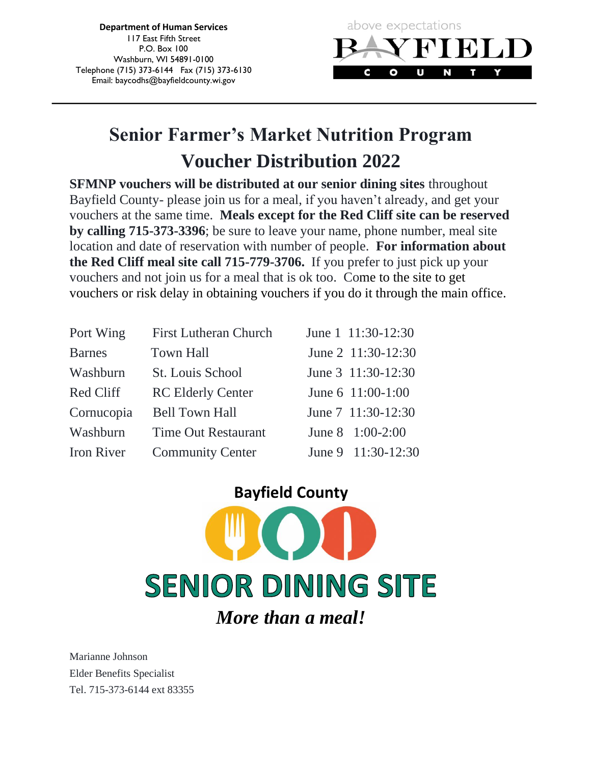**Department of Human Services**
117 East Fifth Street
P.O. Box 100
Washburn, WI 54891-0100
Telephone (715) 373-6144 Fax (715) 373-6130
Email: baycodhs@bayfieldcounty.wi.gov

above expectations
BAYFIELD
COUNTY

# Senior Farmer's Market Nutrition Program Voucher Distribution 2022

**SFMNP vouchers will be distributed at our senior dining sites** throughout Bayfield County- please join us for a meal, if you haven't already, and get your vouchers at the same time. **Meals except for the Red Cliff site can be reserved by calling 715-373-3396**; be sure to leave your name, phone number, meal site location and date of reservation with number of people. **For information about the Red Cliff meal site call 715-779-3706.** If you prefer to just pick up your vouchers and not join us for a meal that is ok too. Come to the site to get vouchers or risk delay in obtaining vouchers if you do it through the main office.

| | | |
|---|---|---|
| Port Wing | First Lutheran Church | June 1 11:30-12:30 |
| Barnes | Town Hall | June 2 11:30-12:30 |
| Washburn | St. Louis School | June 3 11:30-12:30 |
| Red Cliff | RC Elderly Center | June 6 11:00-1:00 |
| Cornucopia | Bell Town Hall | June 7 11:30-12:30 |
| Washburn | Time Out Restaurant | June 8 1:00-2:00 |
| Iron River | Community Center | June 9 11:30-12:30 |

**Bayfield County**

**SENIOR DINING SITE**

***More than a meal!***

Marianne Johnson
Elder Benefits Specialist
Tel. 715-373-6144 ext 83355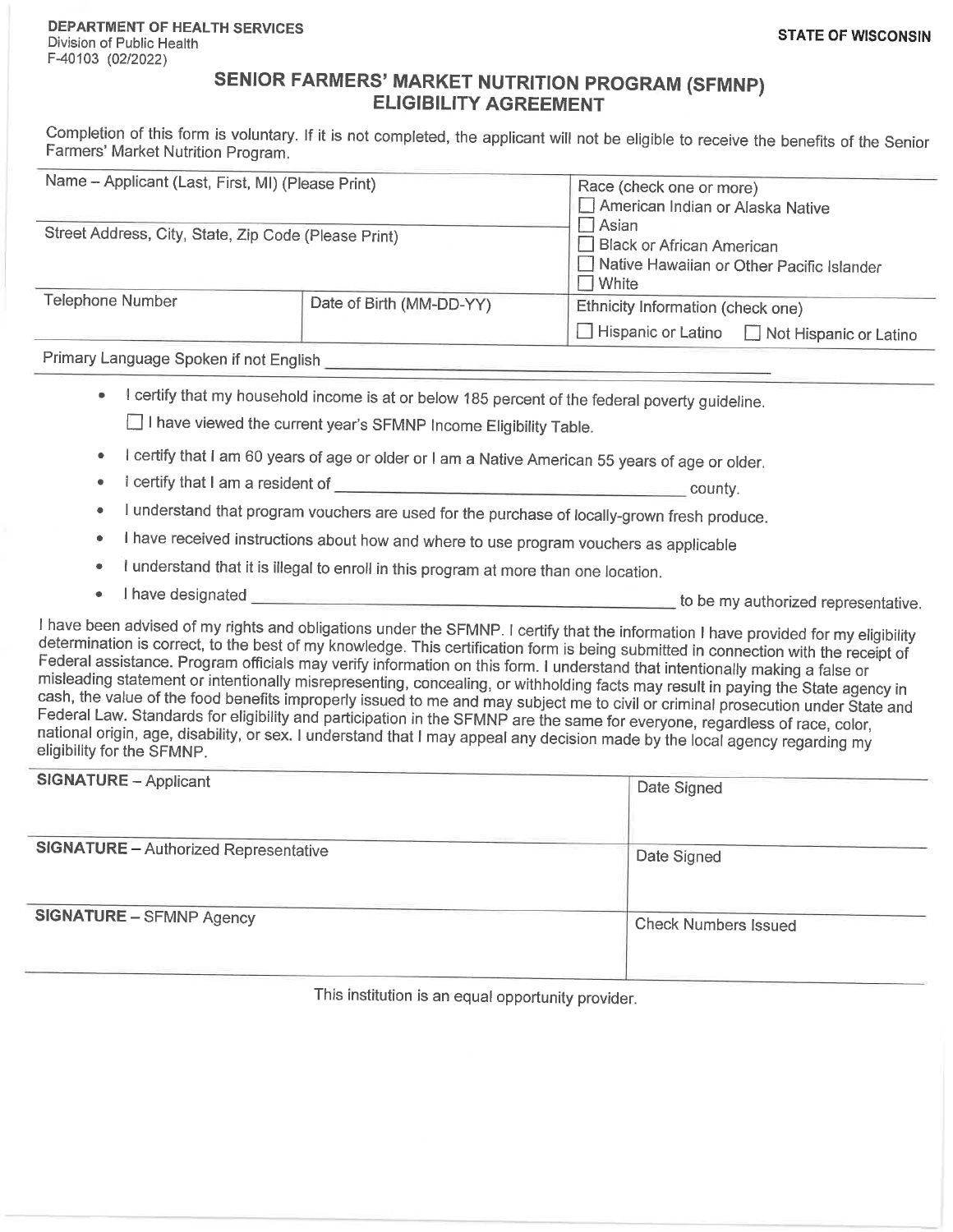**DEPARTMENT OF HEALTH SERVICES**
Division of Public Health
F-40103 (02/2022)

**STATE OF WISCONSIN**

# SENIOR FARMERS' MARKET NUTRITION PROGRAM (SFMNP) ELIGIBILITY AGREEMENT

Completion of this form is voluntary. If it is not completed, the applicant will not be eligible to receive the benefits of the Senior Farmers' Market Nutrition Program.

| Name – Applicant (Last, First, MI) (Please Print) | | Race (check one or more)<br>☐ American Indian or Alaska Native<br>☐ Asian<br>☐ Black or African American<br>☐ Native Hawaiian or Other Pacific Islander<br>☐ White |
|---|---|---|
| Street Address, City, State, Zip Code (Please Print) | | |
| Telephone Number | Date of Birth (MM-DD-YY) | Ethnicity Information (check one)<br>☐ Hispanic or Latino ☐ Not Hispanic or Latino |

Primary Language Spoken if not English ______________________________

- I certify that my household income is at or below 185 percent of the federal poverty guideline.
  ☐ I have viewed the current year's SFMNP Income Eligibility Table.
- I certify that I am 60 years of age or older or I am a Native American 55 years of age or older.
- I certify that I am a resident of ______________________________ county.
- I understand that program vouchers are used for the purchase of locally-grown fresh produce.
- I have received instructions about how and where to use program vouchers as applicable
- I understand that it is illegal to enroll in this program at more than one location.
- I have designated ______________________________ to be my authorized representative.

I have been advised of my rights and obligations under the SFMNP. I certify that the information I have provided for my eligibility determination is correct, to the best of my knowledge. This certification form is being submitted in connection with the receipt of Federal assistance. Program officials may verify information on this form. I understand that intentionally making a false or misleading statement or intentionally misrepresenting, concealing, or withholding facts may result in paying the State agency in cash, the value of the food benefits improperly issued to me and may subject me to civil or criminal prosecution under State and Federal Law. Standards for eligibility and participation in the SFMNP are the same for everyone, regardless of race, color, national origin, age, disability, or sex. I understand that I may appeal any decision made by the local agency regarding my eligibility for the SFMNP.

| **SIGNATURE** – Applicant | Date Signed |
|---|---|
| **SIGNATURE** – Authorized Representative | Date Signed |
| **SIGNATURE** – SFMNP Agency | Check Numbers Issued |

This institution is an equal opportunity provider.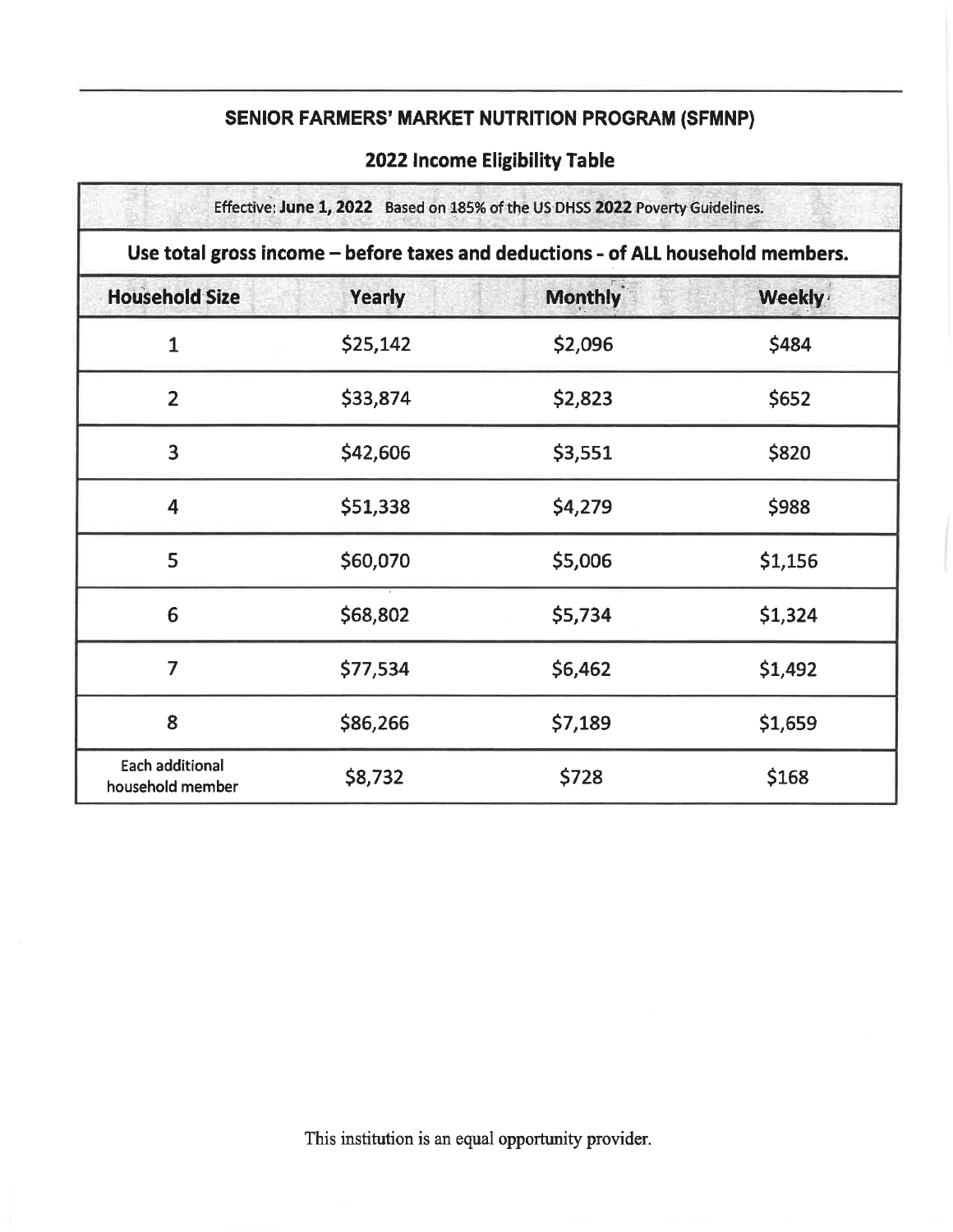## SENIOR FARMERS' MARKET NUTRITION PROGRAM (SFMNP)

### 2022 Income Eligibility Table

Effective: **June 1, 2022** Based on 185% of the US DHSS **2022** Poverty Guidelines.

**Use total gross income – before taxes and deductions - of ALL household members.**

| Household Size | Yearly | Monthly | Weekly |
|---|---|---|---|
| 1 | $25,142 | $2,096 | $484 |
| 2 | $33,874 | $2,823 | $652 |
| 3 | $42,606 | $3,551 | $820 |
| 4 | $51,338 | $4,279 | $988 |
| 5 | $60,070 | $5,006 | $1,156 |
| 6 | $68,802 | $5,734 | $1,324 |
| 7 | $77,534 | $6,462 | $1,492 |
| 8 | $86,266 | $7,189 | $1,659 |
| Each additional household member | $8,732 | $728 | $168 |

This institution is an equal opportunity provider.